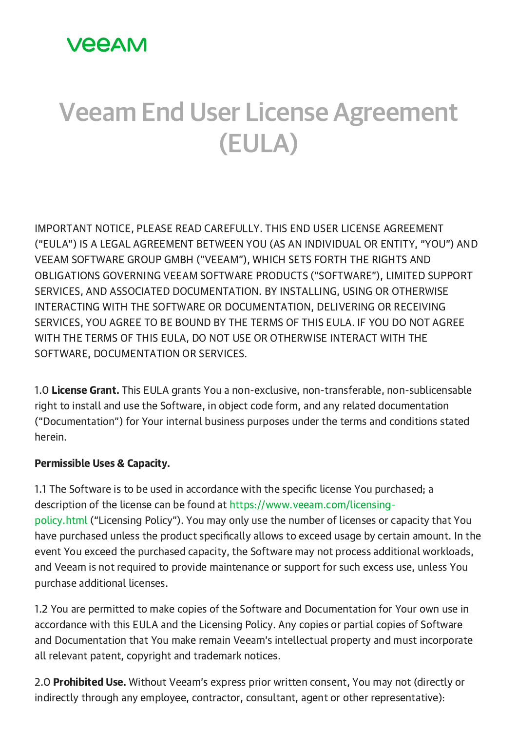VEEAM

# Veeam End User License Agreement (EULA)

IMPORTANT NOTICE, PLEASE READ CAREFULLY. THIS END USER LICENSE AGREEMENT ("EULA") IS A LEGAL AGREEMENT BETWEEN YOU (AS AN INDIVIDUAL OR ENTITY, "YOU") AND VEEAM SOFTWARE GROUP GMBH ("VEEAM"), WHICH SETS FORTH THE RIGHTS AND OBLIGATIONS GOVERNING VEEAM SOFTWARE PRODUCTS ("SOFTWARE"), LIMITED SUPPORT SERVICES, AND ASSOCIATED DOCUMENTATION. BY INSTALLING, USING OR OTHERWISE INTERACTING WITH THE SOFTWARE OR DOCUMENTATION, DELIVERING OR RECEIVING SERVICES, YOU AGREE TO BE BOUND BY THE TERMS OF THIS EULA. IF YOU DO NOT AGREE WITH THE TERMS OF THIS EULA, DO NOT USE OR OTHERWISE INTERACT WITH THE SOFTWARE, DOCUMENTATION OR SERVICES.

1.0 **License Grant.** This EULA grants You a non-exclusive, non-transferable, non-sublicensable right to install and use the Software, in object code form, and any related documentation ("Documentation") for Your internal business purposes under the terms and conditions stated herein.

**Permissible Uses & Capacity.**

1.1 The Software is to be used in accordance with the specific license You purchased; a description of the license can be found at https://www.veeam.com/licensing-policy.html ("Licensing Policy"). You may only use the number of licenses or capacity that You have purchased unless the product specifically allows to exceed usage by certain amount. In the event You exceed the purchased capacity, the Software may not process additional workloads, and Veeam is not required to provide maintenance or support for such excess use, unless You purchase additional licenses.

1.2 You are permitted to make copies of the Software and Documentation for Your own use in accordance with this EULA and the Licensing Policy. Any copies or partial copies of Software and Documentation that You make remain Veeam's intellectual property and must incorporate all relevant patent, copyright and trademark notices.

2.0 **Prohibited Use.** Without Veeam's express prior written consent, You may not (directly or indirectly through any employee, contractor, consultant, agent or other representative):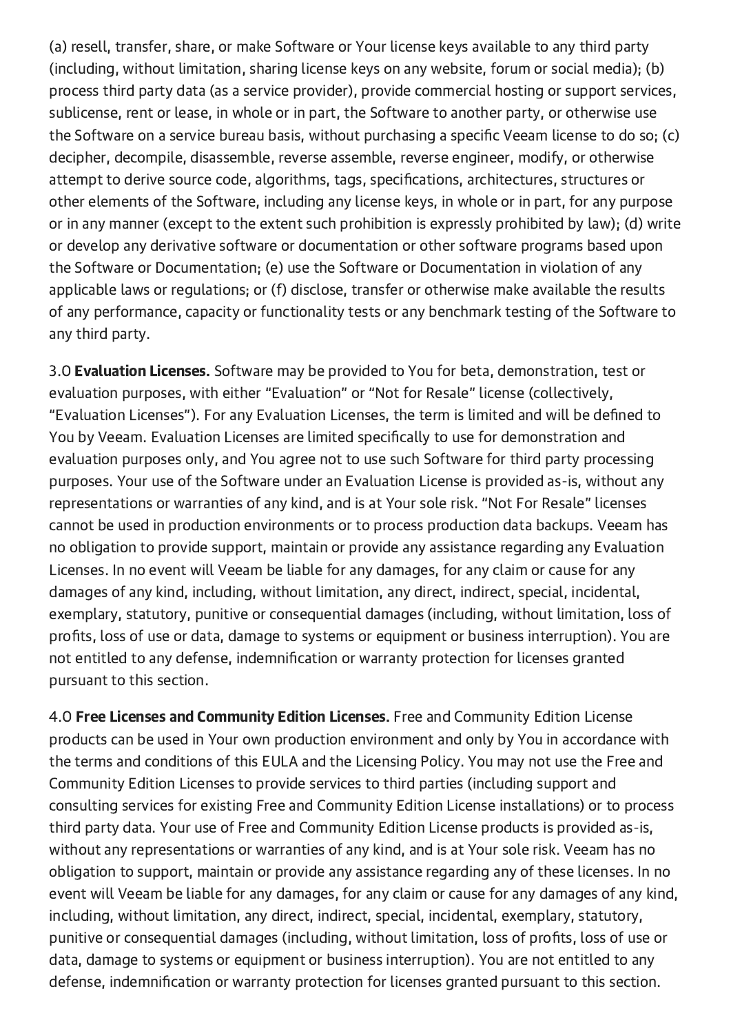(a) resell, transfer, share, or make Software or Your license keys available to any third party (including, without limitation, sharing license keys on any website, forum or social media); (b) process third party data (as a service provider), provide commercial hosting or support services, sublicense, rent or lease, in whole or in part, the Software to another party, or otherwise use the Software on a service bureau basis, without purchasing a specific Veeam license to do so; (c) decipher, decompile, disassemble, reverse assemble, reverse engineer, modify, or otherwise attempt to derive source code, algorithms, tags, specifications, architectures, structures or other elements of the Software, including any license keys, in whole or in part, for any purpose or in any manner (except to the extent such prohibition is expressly prohibited by law); (d) write or develop any derivative software or documentation or other software programs based upon the Software or Documentation; (e) use the Software or Documentation in violation of any applicable laws or regulations; or (f) disclose, transfer or otherwise make available the results of any performance, capacity or functionality tests or any benchmark testing of the Software to any third party.

3.0 **Evaluation Licenses.** Software may be provided to You for beta, demonstration, test or evaluation purposes, with either "Evaluation" or "Not for Resale" license (collectively, "Evaluation Licenses"). For any Evaluation Licenses, the term is limited and will be defined to You by Veeam. Evaluation Licenses are limited specifically to use for demonstration and evaluation purposes only, and You agree not to use such Software for third party processing purposes. Your use of the Software under an Evaluation License is provided as-is, without any representations or warranties of any kind, and is at Your sole risk. "Not For Resale" licenses cannot be used in production environments or to process production data backups. Veeam has no obligation to provide support, maintain or provide any assistance regarding any Evaluation Licenses. In no event will Veeam be liable for any damages, for any claim or cause for any damages of any kind, including, without limitation, any direct, indirect, special, incidental, exemplary, statutory, punitive or consequential damages (including, without limitation, loss of profits, loss of use or data, damage to systems or equipment or business interruption). You are not entitled to any defense, indemnification or warranty protection for licenses granted pursuant to this section.

4.0 **Free Licenses and Community Edition Licenses.** Free and Community Edition License products can be used in Your own production environment and only by You in accordance with the terms and conditions of this EULA and the Licensing Policy. You may not use the Free and Community Edition Licenses to provide services to third parties (including support and consulting services for existing Free and Community Edition License installations) or to process third party data. Your use of Free and Community Edition License products is provided as-is, without any representations or warranties of any kind, and is at Your sole risk. Veeam has no obligation to support, maintain or provide any assistance regarding any of these licenses. In no event will Veeam be liable for any damages, for any claim or cause for any damages of any kind, including, without limitation, any direct, indirect, special, incidental, exemplary, statutory, punitive or consequential damages (including, without limitation, loss of profits, loss of use or data, damage to systems or equipment or business interruption). You are not entitled to any defense, indemnification or warranty protection for licenses granted pursuant to this section.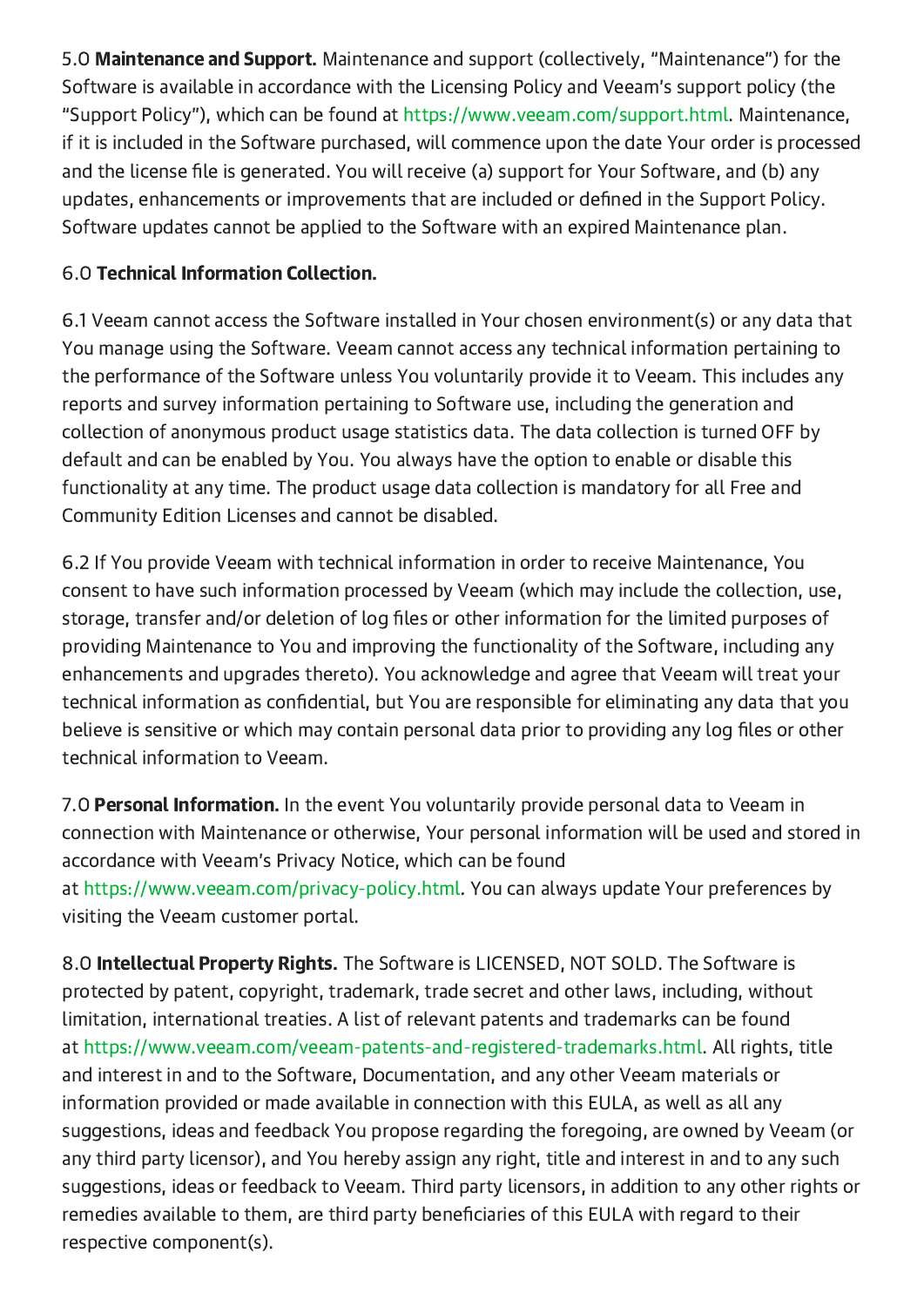5.0 **Maintenance and Support.** Maintenance and support (collectively, "Maintenance") for the Software is available in accordance with the Licensing Policy and Veeam's support policy (the "Support Policy"), which can be found at https://www.veeam.com/support.html. Maintenance, if it is included in the Software purchased, will commence upon the date Your order is processed and the license file is generated. You will receive (a) support for Your Software, and (b) any updates, enhancements or improvements that are included or defined in the Support Policy. Software updates cannot be applied to the Software with an expired Maintenance plan.

6.0 **Technical Information Collection.**

6.1 Veeam cannot access the Software installed in Your chosen environment(s) or any data that You manage using the Software. Veeam cannot access any technical information pertaining to the performance of the Software unless You voluntarily provide it to Veeam. This includes any reports and survey information pertaining to Software use, including the generation and collection of anonymous product usage statistics data. The data collection is turned OFF by default and can be enabled by You. You always have the option to enable or disable this functionality at any time. The product usage data collection is mandatory for all Free and Community Edition Licenses and cannot be disabled.

6.2 If You provide Veeam with technical information in order to receive Maintenance, You consent to have such information processed by Veeam (which may include the collection, use, storage, transfer and/or deletion of log files or other information for the limited purposes of providing Maintenance to You and improving the functionality of the Software, including any enhancements and upgrades thereto). You acknowledge and agree that Veeam will treat your technical information as confidential, but You are responsible for eliminating any data that you believe is sensitive or which may contain personal data prior to providing any log files or other technical information to Veeam.

7.0 **Personal Information.** In the event You voluntarily provide personal data to Veeam in connection with Maintenance or otherwise, Your personal information will be used and stored in accordance with Veeam's Privacy Notice, which can be found at https://www.veeam.com/privacy-policy.html. You can always update Your preferences by visiting the Veeam customer portal.

8.0 **Intellectual Property Rights.** The Software is LICENSED, NOT SOLD. The Software is protected by patent, copyright, trademark, trade secret and other laws, including, without limitation, international treaties. A list of relevant patents and trademarks can be found at https://www.veeam.com/veeam-patents-and-registered-trademarks.html. All rights, title and interest in and to the Software, Documentation, and any other Veeam materials or information provided or made available in connection with this EULA, as well as all any suggestions, ideas and feedback You propose regarding the foregoing, are owned by Veeam (or any third party licensor), and You hereby assign any right, title and interest in and to any such suggestions, ideas or feedback to Veeam. Third party licensors, in addition to any other rights or remedies available to them, are third party beneficiaries of this EULA with regard to their respective component(s).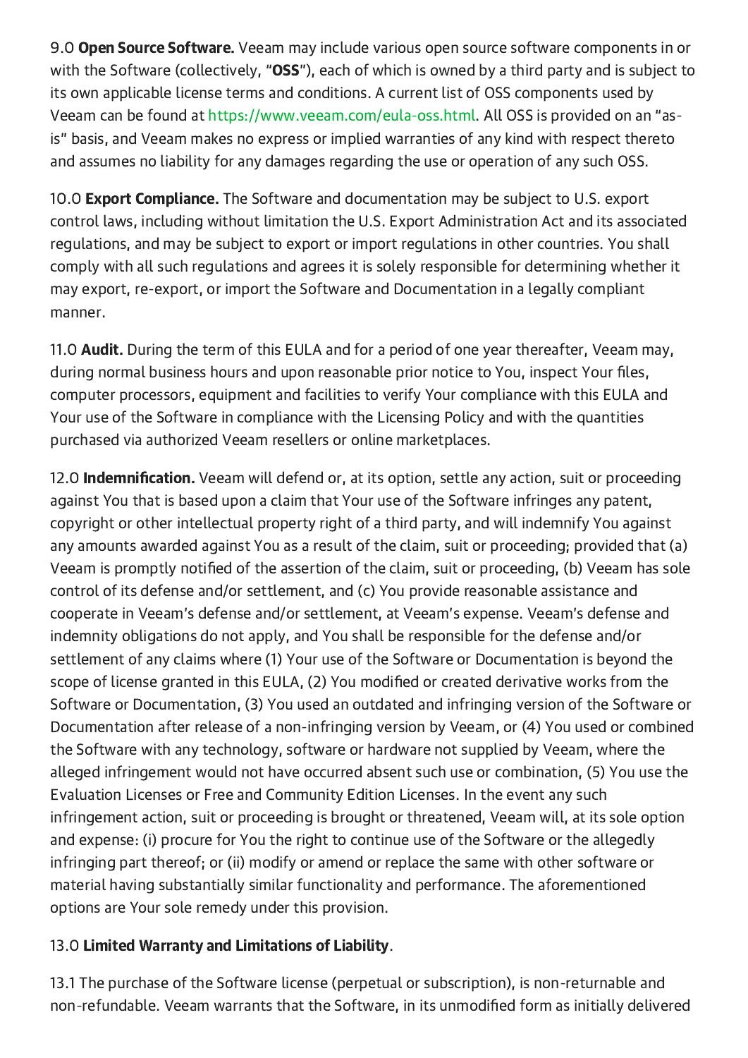9.0 **Open Source Software.** Veeam may include various open source software components in or with the Software (collectively, "**OSS**"), each of which is owned by a third party and is subject to its own applicable license terms and conditions. A current list of OSS components used by Veeam can be found at https://www.veeam.com/eula-oss.html. All OSS is provided on an "as-is" basis, and Veeam makes no express or implied warranties of any kind with respect thereto and assumes no liability for any damages regarding the use or operation of any such OSS.

10.0 **Export Compliance.** The Software and documentation may be subject to U.S. export control laws, including without limitation the U.S. Export Administration Act and its associated regulations, and may be subject to export or import regulations in other countries. You shall comply with all such regulations and agrees it is solely responsible for determining whether it may export, re-export, or import the Software and Documentation in a legally compliant manner.

11.0 **Audit.** During the term of this EULA and for a period of one year thereafter, Veeam may, during normal business hours and upon reasonable prior notice to You, inspect Your files, computer processors, equipment and facilities to verify Your compliance with this EULA and Your use of the Software in compliance with the Licensing Policy and with the quantities purchased via authorized Veeam resellers or online marketplaces.

12.0 **Indemnification.** Veeam will defend or, at its option, settle any action, suit or proceeding against You that is based upon a claim that Your use of the Software infringes any patent, copyright or other intellectual property right of a third party, and will indemnify You against any amounts awarded against You as a result of the claim, suit or proceeding; provided that (a) Veeam is promptly notified of the assertion of the claim, suit or proceeding, (b) Veeam has sole control of its defense and/or settlement, and (c) You provide reasonable assistance and cooperate in Veeam's defense and/or settlement, at Veeam's expense. Veeam's defense and indemnity obligations do not apply, and You shall be responsible for the defense and/or settlement of any claims where (1) Your use of the Software or Documentation is beyond the scope of license granted in this EULA, (2) You modified or created derivative works from the Software or Documentation, (3) You used an outdated and infringing version of the Software or Documentation after release of a non-infringing version by Veeam, or (4) You used or combined the Software with any technology, software or hardware not supplied by Veeam, where the alleged infringement would not have occurred absent such use or combination, (5) You use the Evaluation Licenses or Free and Community Edition Licenses. In the event any such infringement action, suit or proceeding is brought or threatened, Veeam will, at its sole option and expense: (i) procure for You the right to continue use of the Software or the allegedly infringing part thereof; or (ii) modify or amend or replace the same with other software or material having substantially similar functionality and performance. The aforementioned options are Your sole remedy under this provision.

13.0 **Limited Warranty and Limitations of Liability**.

13.1 The purchase of the Software license (perpetual or subscription), is non-returnable and non-refundable. Veeam warrants that the Software, in its unmodified form as initially delivered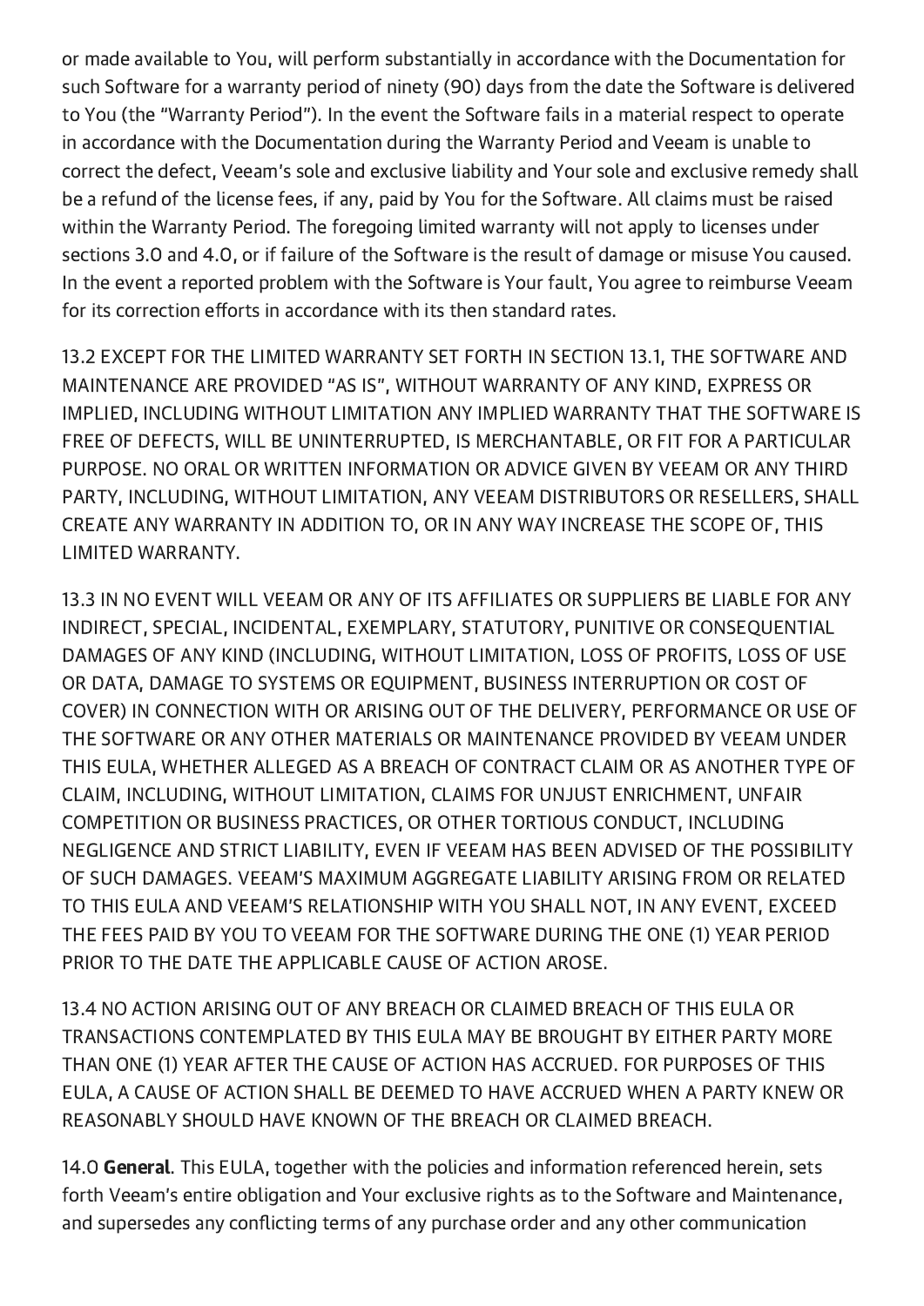or made available to You, will perform substantially in accordance with the Documentation for such Software for a warranty period of ninety (90) days from the date the Software is delivered to You (the "Warranty Period"). In the event the Software fails in a material respect to operate in accordance with the Documentation during the Warranty Period and Veeam is unable to correct the defect, Veeam's sole and exclusive liability and Your sole and exclusive remedy shall be a refund of the license fees, if any, paid by You for the Software. All claims must be raised within the Warranty Period. The foregoing limited warranty will not apply to licenses under sections 3.0 and 4.0, or if failure of the Software is the result of damage or misuse You caused. In the event a reported problem with the Software is Your fault, You agree to reimburse Veeam for its correction efforts in accordance with its then standard rates.

13.2 EXCEPT FOR THE LIMITED WARRANTY SET FORTH IN SECTION 13.1, THE SOFTWARE AND MAINTENANCE ARE PROVIDED "AS IS", WITHOUT WARRANTY OF ANY KIND, EXPRESS OR IMPLIED, INCLUDING WITHOUT LIMITATION ANY IMPLIED WARRANTY THAT THE SOFTWARE IS FREE OF DEFECTS, WILL BE UNINTERRUPTED, IS MERCHANTABLE, OR FIT FOR A PARTICULAR PURPOSE. NO ORAL OR WRITTEN INFORMATION OR ADVICE GIVEN BY VEEAM OR ANY THIRD PARTY, INCLUDING, WITHOUT LIMITATION, ANY VEEAM DISTRIBUTORS OR RESELLERS, SHALL CREATE ANY WARRANTY IN ADDITION TO, OR IN ANY WAY INCREASE THE SCOPE OF, THIS LIMITED WARRANTY.

13.3 IN NO EVENT WILL VEEAM OR ANY OF ITS AFFILIATES OR SUPPLIERS BE LIABLE FOR ANY INDIRECT, SPECIAL, INCIDENTAL, EXEMPLARY, STATUTORY, PUNITIVE OR CONSEQUENTIAL DAMAGES OF ANY KIND (INCLUDING, WITHOUT LIMITATION, LOSS OF PROFITS, LOSS OF USE OR DATA, DAMAGE TO SYSTEMS OR EQUIPMENT, BUSINESS INTERRUPTION OR COST OF COVER) IN CONNECTION WITH OR ARISING OUT OF THE DELIVERY, PERFORMANCE OR USE OF THE SOFTWARE OR ANY OTHER MATERIALS OR MAINTENANCE PROVIDED BY VEEAM UNDER THIS EULA, WHETHER ALLEGED AS A BREACH OF CONTRACT CLAIM OR AS ANOTHER TYPE OF CLAIM, INCLUDING, WITHOUT LIMITATION, CLAIMS FOR UNJUST ENRICHMENT, UNFAIR COMPETITION OR BUSINESS PRACTICES, OR OTHER TORTIOUS CONDUCT, INCLUDING NEGLIGENCE AND STRICT LIABILITY, EVEN IF VEEAM HAS BEEN ADVISED OF THE POSSIBILITY OF SUCH DAMAGES. VEEAM'S MAXIMUM AGGREGATE LIABILITY ARISING FROM OR RELATED TO THIS EULA AND VEEAM'S RELATIONSHIP WITH YOU SHALL NOT, IN ANY EVENT, EXCEED THE FEES PAID BY YOU TO VEEAM FOR THE SOFTWARE DURING THE ONE (1) YEAR PERIOD PRIOR TO THE DATE THE APPLICABLE CAUSE OF ACTION AROSE.

13.4 NO ACTION ARISING OUT OF ANY BREACH OR CLAIMED BREACH OF THIS EULA OR TRANSACTIONS CONTEMPLATED BY THIS EULA MAY BE BROUGHT BY EITHER PARTY MORE THAN ONE (1) YEAR AFTER THE CAUSE OF ACTION HAS ACCRUED. FOR PURPOSES OF THIS EULA, A CAUSE OF ACTION SHALL BE DEEMED TO HAVE ACCRUED WHEN A PARTY KNEW OR REASONABLY SHOULD HAVE KNOWN OF THE BREACH OR CLAIMED BREACH.

14.0 **General**. This EULA, together with the policies and information referenced herein, sets forth Veeam's entire obligation and Your exclusive rights as to the Software and Maintenance, and supersedes any conflicting terms of any purchase order and any other communication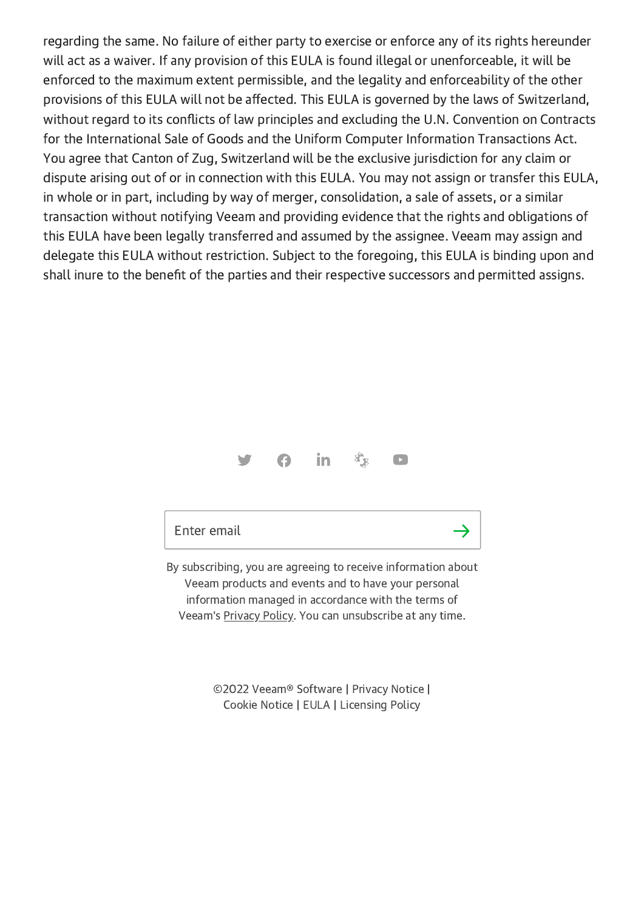regarding the same. No failure of either party to exercise or enforce any of its rights hereunder will act as a waiver. If any provision of this EULA is found illegal or unenforceable, it will be enforced to the maximum extent permissible, and the legality and enforceability of the other provisions of this EULA will not be affected. This EULA is governed by the laws of Switzerland, without regard to its conflicts of law principles and excluding the U.N. Convention on Contracts for the International Sale of Goods and the Uniform Computer Information Transactions Act. You agree that Canton of Zug, Switzerland will be the exclusive jurisdiction for any claim or dispute arising out of or in connection with this EULA. You may not assign or transfer this EULA, in whole or in part, including by way of merger, consolidation, a sale of assets, or a similar transaction without notifying Veeam and providing evidence that the rights and obligations of this EULA have been legally transferred and assumed by the assignee. Veeam may assign and delegate this EULA without restriction. Subject to the foregoing, this EULA is binding upon and shall inure to the benefit of the parties and their respective successors and permitted assigns.

Enter email

By subscribing, you are agreeing to receive information about Veeam products and events and to have your personal information managed in accordance with the terms of Veeam's Privacy Policy. You can unsubscribe at any time.

©2022 Veeam® Software | Privacy Notice | Cookie Notice | EULA | Licensing Policy